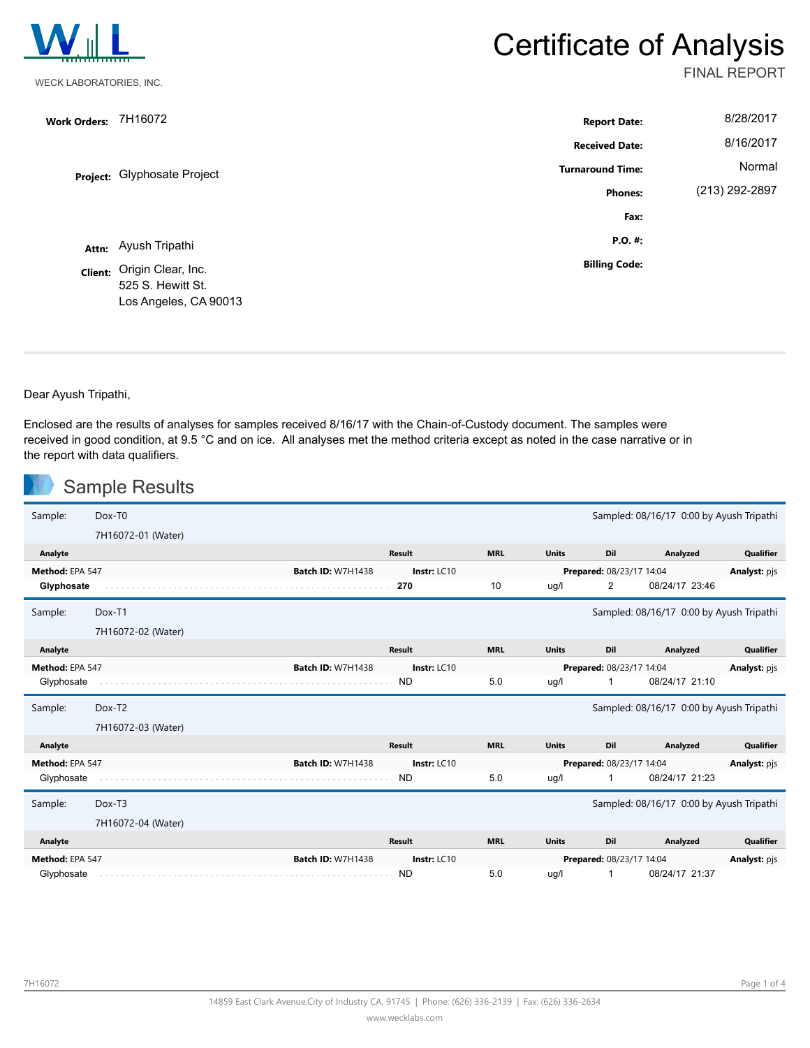WECK LABORATORIES, INC.

# Certificate of Analysis

FINAL REPORT

| | | | |
|---|---|---|---|
| **Work Orders:** | 7H16072 | **Report Date:** | 8/28/2017 |
| | | **Received Date:** | 8/16/2017 |
| **Project:** | Glyphosate Project | **Turnaround Time:** | Normal |
| | | **Phones:** | (213) 292-2897 |
| | | **Fax:** | |
| **Attn:** | Ayush Tripathi | **P.O. #:** | |
| **Client:** | Origin Clear, Inc.<br>525 S. Hewitt St.<br>Los Angeles, CA 90013 | **Billing Code:** | |

Dear Ayush Tripathi,

Enclosed are the results of analyses for samples received 8/16/17 with the Chain-of-Custody document. The samples were received in good condition, at 9.5 °C and on ice. All analyses met the method criteria except as noted in the case narrative or in the report with data qualifiers.

## Sample Results

**Sample:** Dox-T0 — 7H16072-01 (Water) — Sampled: 08/16/17 0:00 by Ayush Tripathi

| Analyte | Result | MRL | Units | Dil | Analyzed | Qualifier |
|---|---|---|---|---|---|---|
| **Method:** EPA 547 — **Batch ID:** W7H1438 — **Instr:** LC10 — **Prepared:** 08/23/17 14:04 — **Analyst:** pjs | | | | | | |
| **Glyphosate** | **270** | 10 | ug/l | 2 | 08/24/17 23:46 | |

**Sample:** Dox-T1 — 7H16072-02 (Water) — Sampled: 08/16/17 0:00 by Ayush Tripathi

| Analyte | Result | MRL | Units | Dil | Analyzed | Qualifier |
|---|---|---|---|---|---|---|
| **Method:** EPA 547 — **Batch ID:** W7H1438 — **Instr:** LC10 — **Prepared:** 08/23/17 14:04 — **Analyst:** pjs | | | | | | |
| Glyphosate | ND | 5.0 | ug/l | 1 | 08/24/17 21:10 | |

**Sample:** Dox-T2 — 7H16072-03 (Water) — Sampled: 08/16/17 0:00 by Ayush Tripathi

| Analyte | Result | MRL | Units | Dil | Analyzed | Qualifier |
|---|---|---|---|---|---|---|
| **Method:** EPA 547 — **Batch ID:** W7H1438 — **Instr:** LC10 — **Prepared:** 08/23/17 14:04 — **Analyst:** pjs | | | | | | |
| Glyphosate | ND | 5.0 | ug/l | 1 | 08/24/17 21:23 | |

**Sample:** Dox-T3 — 7H16072-04 (Water) — Sampled: 08/16/17 0:00 by Ayush Tripathi

| Analyte | Result | MRL | Units | Dil | Analyzed | Qualifier |
|---|---|---|---|---|---|---|
| **Method:** EPA 547 — **Batch ID:** W7H1438 — **Instr:** LC10 — **Prepared:** 08/23/17 14:04 — **Analyst:** pjs | | | | | | |
| Glyphosate | ND | 5.0 | ug/l | 1 | 08/24/17 21:37 | |

14859 East Clark Avenue,City of Industry CA, 91745 | Phone: (626) 336-2139 | Fax: (626) 336-2634

www.wecklabs.com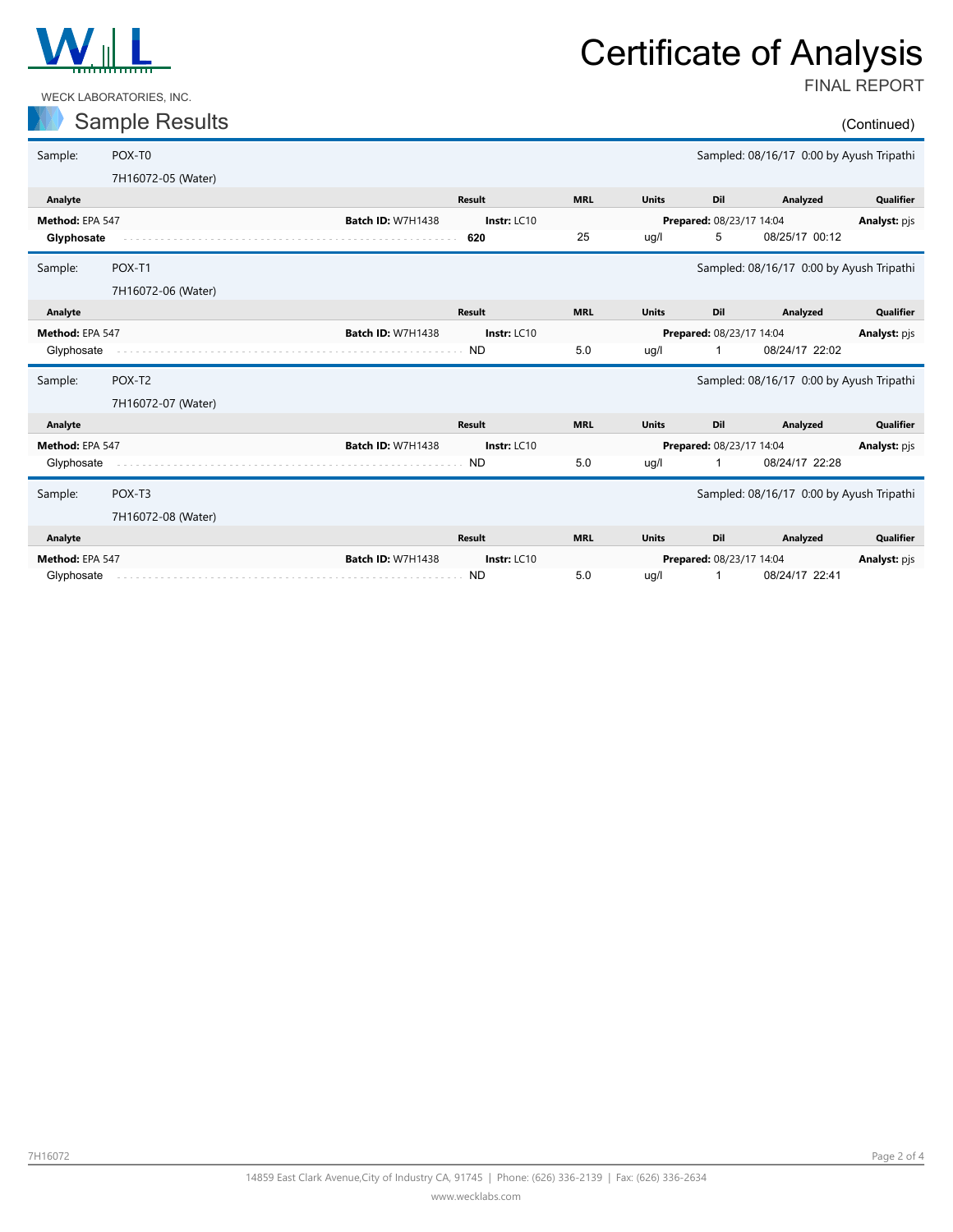WECK LABORATORIES, INC.

# Certificate of Analysis

FINAL REPORT

## Sample Results

(Continued)

**Sample:** POX-T0 — 7H16072-05 (Water) — Sampled: 08/16/17 0:00 by Ayush Tripathi

| Analyte | Result | MRL | Units | Dil | Analyzed | Qualifier |
|---|---|---|---|---|---|---|
| **Method:** EPA 547 — **Batch ID:** W7H1438 — **Instr:** LC10 — **Prepared:** 08/23/17 14:04 — **Analyst:** pjs | | | | | | |
| **Glyphosate** | **620** | 25 | ug/l | 5 | 08/25/17 00:12 | |

**Sample:** POX-T1 — 7H16072-06 (Water) — Sampled: 08/16/17 0:00 by Ayush Tripathi

| Analyte | Result | MRL | Units | Dil | Analyzed | Qualifier |
|---|---|---|---|---|---|---|
| **Method:** EPA 547 — **Batch ID:** W7H1438 — **Instr:** LC10 — **Prepared:** 08/23/17 14:04 — **Analyst:** pjs | | | | | | |
| Glyphosate | ND | 5.0 | ug/l | 1 | 08/24/17 22:02 | |

**Sample:** POX-T2 — 7H16072-07 (Water) — Sampled: 08/16/17 0:00 by Ayush Tripathi

| Analyte | Result | MRL | Units | Dil | Analyzed | Qualifier |
|---|---|---|---|---|---|---|
| **Method:** EPA 547 — **Batch ID:** W7H1438 — **Instr:** LC10 — **Prepared:** 08/23/17 14:04 — **Analyst:** pjs | | | | | | |
| Glyphosate | ND | 5.0 | ug/l | 1 | 08/24/17 22:28 | |

**Sample:** POX-T3 — 7H16072-08 (Water) — Sampled: 08/16/17 0:00 by Ayush Tripathi

| Analyte | Result | MRL | Units | Dil | Analyzed | Qualifier |
|---|---|---|---|---|---|---|
| **Method:** EPA 547 — **Batch ID:** W7H1438 — **Instr:** LC10 — **Prepared:** 08/23/17 14:04 — **Analyst:** pjs | | | | | | |
| Glyphosate | ND | 5.0 | ug/l | 1 | 08/24/17 22:41 | |

14859 East Clark Avenue,City of Industry CA, 91745 | Phone: (626) 336-2139 | Fax: (626) 336-2634

www.wecklabs.com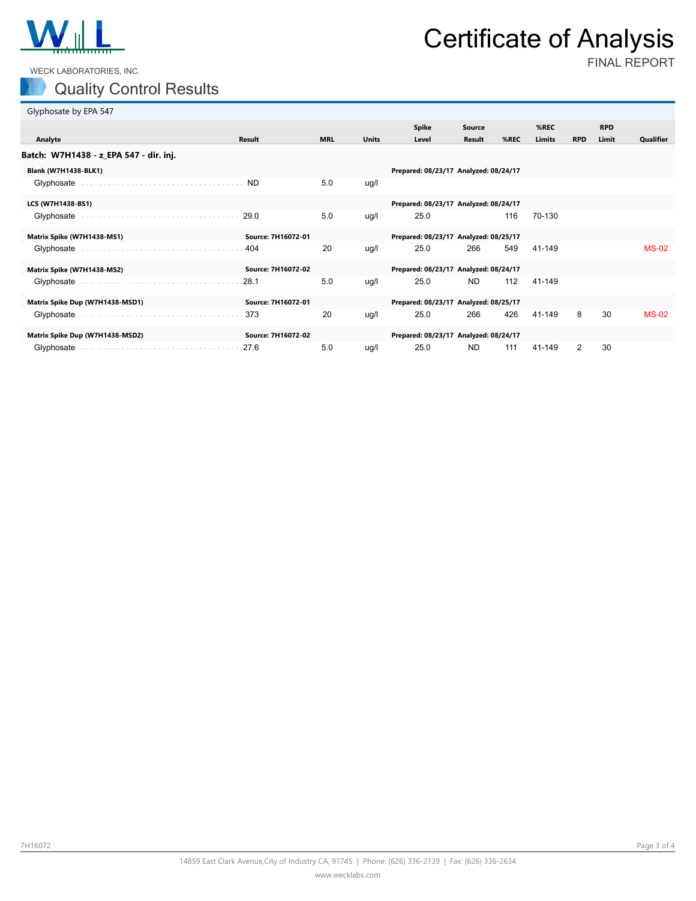WECK LABORATORIES, INC.

# Certificate of Analysis

FINAL REPORT

## Quality Control Results

### Glyphosate by EPA 547

| Analyte | Result | MRL | Units | Spike Level | Source Result | %REC | %REC Limits | RPD | RPD Limit | Qualifier |
|---|---|---|---|---|---|---|---|---|---|---|
| **Batch: W7H1438 - z_EPA 547 - dir. inj.** | | | | | | | | | | |
| **Blank (W7H1438-BLK1)** | | | | **Prepared: 08/23/17 Analyzed: 08/24/17** | | | | | | |
| Glyphosate | ND | 5.0 | ug/l | | | | | | | |
| **LCS (W7H1438-BS1)** | | | | **Prepared: 08/23/17 Analyzed: 08/24/17** | | | | | | |
| Glyphosate | 29.0 | 5.0 | ug/l | 25.0 | | 116 | 70-130 | | | |
| **Matrix Spike (W7H1438-MS1)** | **Source: 7H16072-01** | | | **Prepared: 08/23/17 Analyzed: 08/25/17** | | | | | | |
| Glyphosate | 404 | 20 | ug/l | 25.0 | 266 | 549 | 41-149 | | | MS-02 |
| **Matrix Spike (W7H1438-MS2)** | **Source: 7H16072-02** | | | **Prepared: 08/23/17 Analyzed: 08/24/17** | | | | | | |
| Glyphosate | 28.1 | 5.0 | ug/l | 25.0 | ND | 112 | 41-149 | | | |
| **Matrix Spike Dup (W7H1438-MSD1)** | **Source: 7H16072-01** | | | **Prepared: 08/23/17 Analyzed: 08/25/17** | | | | | | |
| Glyphosate | 373 | 20 | ug/l | 25.0 | 266 | 426 | 41-149 | 8 | 30 | MS-02 |
| **Matrix Spike Dup (W7H1438-MSD2)** | **Source: 7H16072-02** | | | **Prepared: 08/23/17 Analyzed: 08/24/17** | | | | | | |
| Glyphosate | 27.6 | 5.0 | ug/l | 25.0 | ND | 111 | 41-149 | 2 | 30 | |

7H16072

14859 East Clark Avenue,City of Industry CA, 91745 | Phone: (626) 336-2139 | Fax: (626) 336-2634

www.wecklabs.com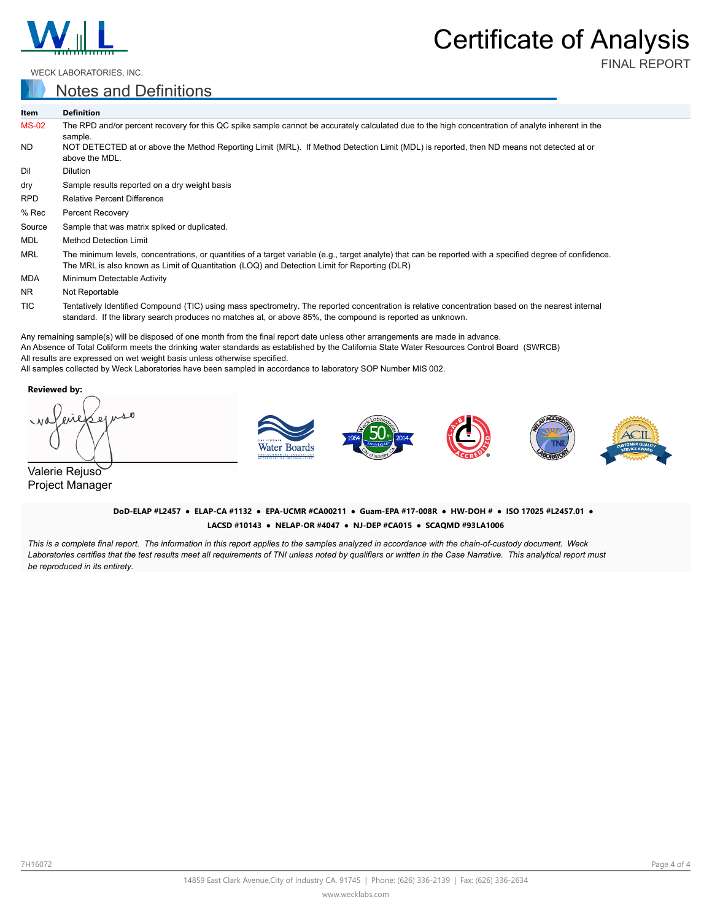# Certificate of Analysis

FINAL REPORT

WECK LABORATORIES, INC.

## Notes and Definitions

| Item | Definition |
| --- | --- |
| MS-02 | The RPD and/or percent recovery for this QC spike sample cannot be accurately calculated due to the high concentration of analyte inherent in the sample. |
| ND | NOT DETECTED at or above the Method Reporting Limit (MRL). If Method Detection Limit (MDL) is reported, then ND means not detected at or above the MDL. |
| Dil | Dilution |
| dry | Sample results reported on a dry weight basis |
| RPD | Relative Percent Difference |
| % Rec | Percent Recovery |
| Source | Sample that was matrix spiked or duplicated. |
| MDL | Method Detection Limit |
| MRL | The minimum levels, concentrations, or quantities of a target variable (e.g., target analyte) that can be reported with a specified degree of confidence. The MRL is also known as Limit of Quantitation (LOQ) and Detection Limit for Reporting (DLR) |
| MDA | Minimum Detectable Activity |
| NR | Not Reportable |
| TIC | Tentatively Identified Compound (TIC) using mass spectrometry. The reported concentration is relative concentration based on the nearest internal standard. If the library search produces no matches at, or above 85%, the compound is reported as unknown. |

Any remaining sample(s) will be disposed of one month from the final report date unless other arrangements are made in advance.
An Absence of Total Coliform meets the drinking water standards as established by the California State Water Resources Control Board (SWRCB)
All results are expressed on wet weight basis unless otherwise specified.
All samples collected by Weck Laboratories have been sampled in accordance to laboratory SOP Number MIS 002.

**Reviewed by:**

Valerie Rejuso
Project Manager

**DoD-ELAP #L2457 • ELAP-CA #1132 • EPA-UCMR #CA00211 • Guam-EPA #17-008R • HW-DOH # • ISO 17025 #L2457.01 • LACSD #10143 • NELAP-OR #4047 • NJ-DEP #CA015 • SCAQMD #93LA1006**

*This is a complete final report. The information in this report applies to the samples analyzed in accordance with the chain-of-custody document. Weck Laboratories certifies that the test results meet all requirements of TNI unless noted by qualifiers or written in the Case Narrative. This analytical report must be reproduced in its entirety.*

7H16072

14859 East Clark Avenue,City of Industry CA, 91745 | Phone: (626) 336-2139 | Fax: (626) 336-2634

www.wecklabs.com